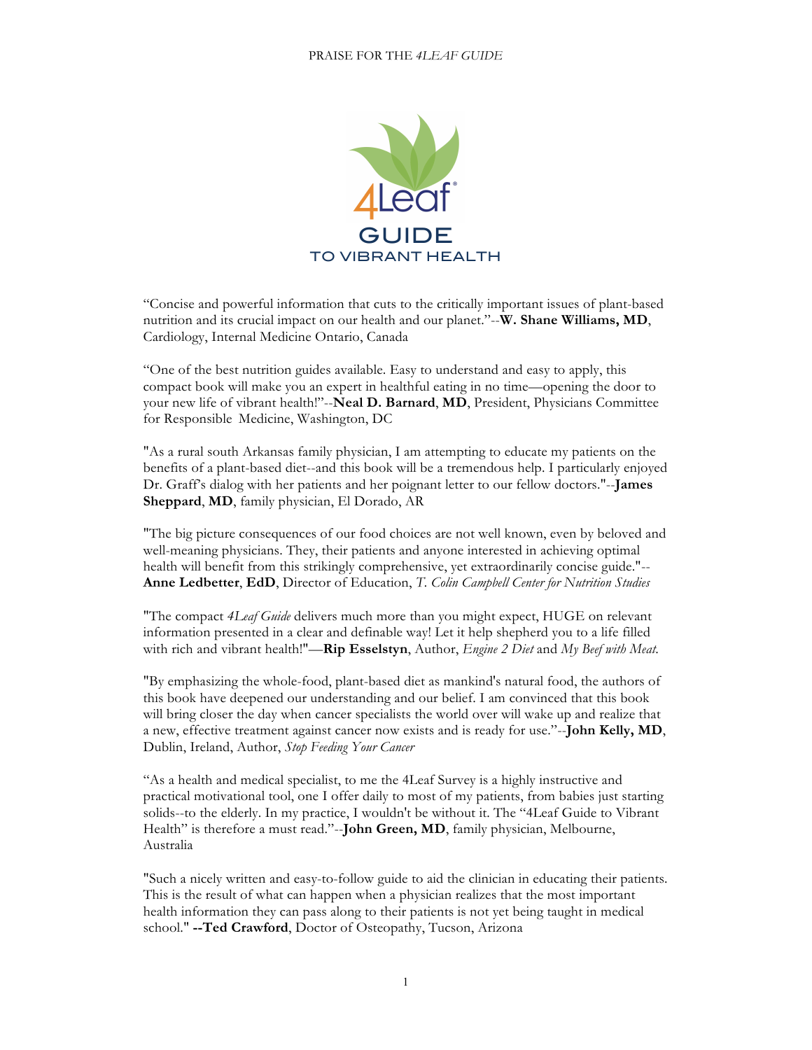# PRAISE FOR THE *4LEAF GUIDE*

4Leaf® GUIDE TO VIBRANT HEALTH

"Concise and powerful information that cuts to the critically important issues of plant-based nutrition and its crucial impact on our health and our planet."--**W. Shane Williams, MD**, Cardiology, Internal Medicine Ontario, Canada

"One of the best nutrition guides available. Easy to understand and easy to apply, this compact book will make you an expert in healthful eating in no time—opening the door to your new life of vibrant health!"--**Neal D. Barnard**, **MD**, President, Physicians Committee for Responsible Medicine, Washington, DC

"As a rural south Arkansas family physician, I am attempting to educate my patients on the benefits of a plant-based diet--and this book will be a tremendous help. I particularly enjoyed Dr. Graff's dialog with her patients and her poignant letter to our fellow doctors."--**James Sheppard**, **MD**, family physician, El Dorado, AR

"The big picture consequences of our food choices are not well known, even by beloved and well-meaning physicians. They, their patients and anyone interested in achieving optimal health will benefit from this strikingly comprehensive, yet extraordinarily concise guide."--**Anne Ledbetter**, **EdD**, Director of Education, *T. Colin Campbell Center for Nutrition Studies*

"The compact *4Leaf Guide* delivers much more than you might expect, HUGE on relevant information presented in a clear and definable way! Let it help shepherd you to a life filled with rich and vibrant health!"—**Rip Esselstyn**, Author, *Engine 2 Diet* and *My Beef with Meat.*

"By emphasizing the whole-food, plant-based diet as mankind's natural food, the authors of this book have deepened our understanding and our belief. I am convinced that this book will bring closer the day when cancer specialists the world over will wake up and realize that a new, effective treatment against cancer now exists and is ready for use."--**John Kelly, MD**, Dublin, Ireland, Author, *Stop Feeding Your Cancer*

"As a health and medical specialist, to me the 4Leaf Survey is a highly instructive and practical motivational tool, one I offer daily to most of my patients, from babies just starting solids--to the elderly. In my practice, I wouldn't be without it. The "4Leaf Guide to Vibrant Health" is therefore a must read."--**John Green, MD**, family physician, Melbourne, Australia

"Such a nicely written and easy-to-follow guide to aid the clinician in educating their patients. This is the result of what can happen when a physician realizes that the most important health information they can pass along to their patients is not yet being taught in medical school." **--Ted Crawford**, Doctor of Osteopathy, Tucson, Arizona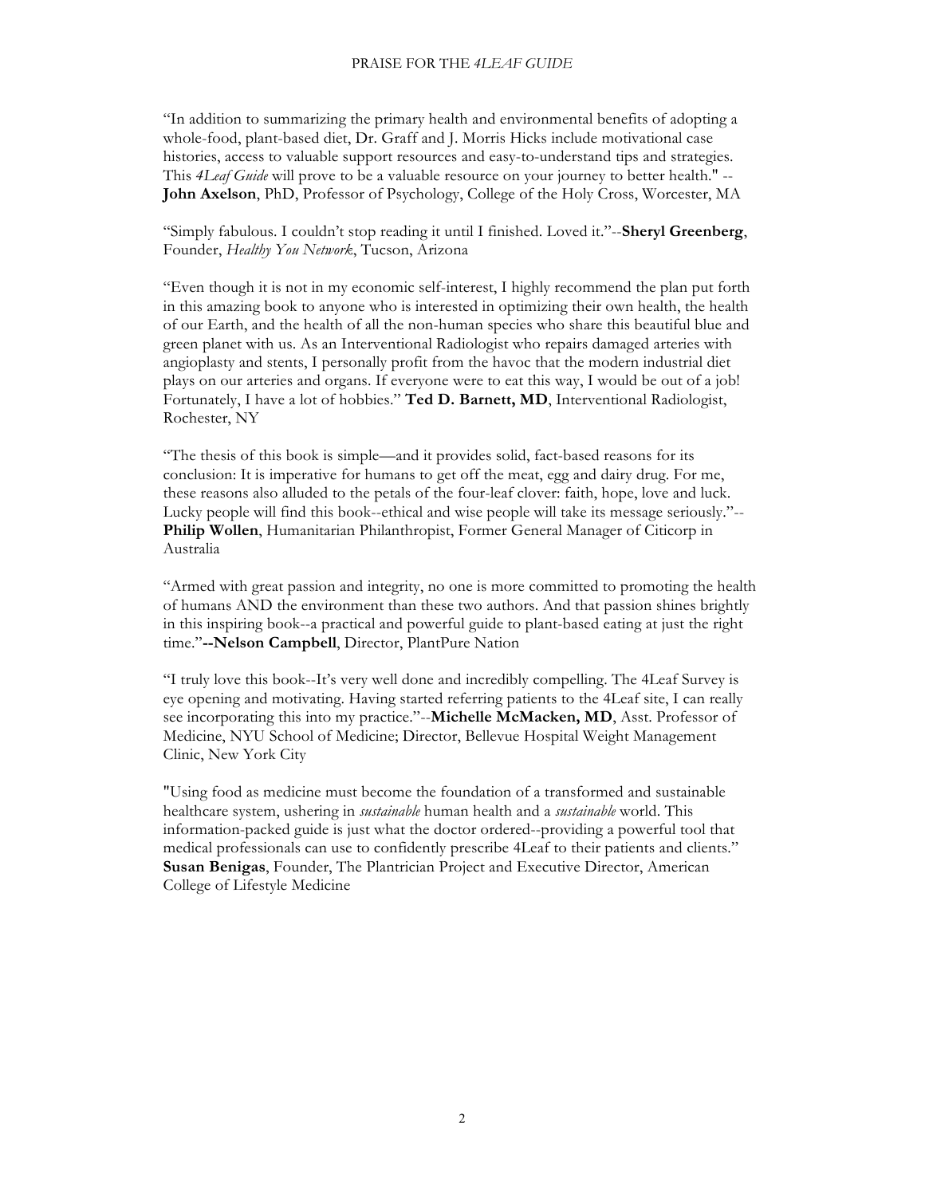# PRAISE FOR THE *4LEAF GUIDE*

"In addition to summarizing the primary health and environmental benefits of adopting a whole-food, plant-based diet, Dr. Graff and J. Morris Hicks include motivational case histories, access to valuable support resources and easy-to-understand tips and strategies. This *4Leaf Guide* will prove to be a valuable resource on your journey to better health." --**John Axelson**, PhD, Professor of Psychology, College of the Holy Cross, Worcester, MA

"Simply fabulous. I couldn't stop reading it until I finished. Loved it."--**Sheryl Greenberg**, Founder, *Healthy You Network*, Tucson, Arizona

"Even though it is not in my economic self-interest, I highly recommend the plan put forth in this amazing book to anyone who is interested in optimizing their own health, the health of our Earth, and the health of all the non-human species who share this beautiful blue and green planet with us. As an Interventional Radiologist who repairs damaged arteries with angioplasty and stents, I personally profit from the havoc that the modern industrial diet plays on our arteries and organs. If everyone were to eat this way, I would be out of a job! Fortunately, I have a lot of hobbies." **Ted D. Barnett, MD**, Interventional Radiologist, Rochester, NY

"The thesis of this book is simple—and it provides solid, fact-based reasons for its conclusion: It is imperative for humans to get off the meat, egg and dairy drug. For me, these reasons also alluded to the petals of the four-leaf clover: faith, hope, love and luck. Lucky people will find this book--ethical and wise people will take its message seriously."--**Philip Wollen**, Humanitarian Philanthropist, Former General Manager of Citicorp in Australia

"Armed with great passion and integrity, no one is more committed to promoting the health of humans AND the environment than these two authors. And that passion shines brightly in this inspiring book--a practical and powerful guide to plant-based eating at just the right time."**--Nelson Campbell**, Director, PlantPure Nation

"I truly love this book--It's very well done and incredibly compelling. The 4Leaf Survey is eye opening and motivating. Having started referring patients to the 4Leaf site, I can really see incorporating this into my practice."--**Michelle McMacken, MD**, Asst. Professor of Medicine, NYU School of Medicine; Director, Bellevue Hospital Weight Management Clinic, New York City

"Using food as medicine must become the foundation of a transformed and sustainable healthcare system, ushering in *sustainable* human health and a *sustainable* world. This information-packed guide is just what the doctor ordered--providing a powerful tool that medical professionals can use to confidently prescribe 4Leaf to their patients and clients." **Susan Benigas**, Founder, The Plantrician Project and Executive Director, American College of Lifestyle Medicine